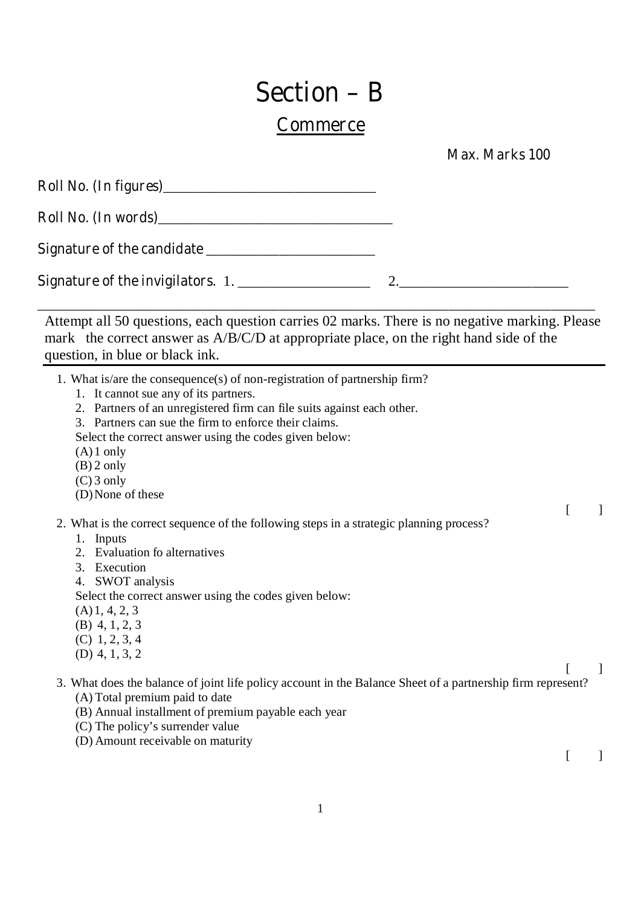# Section – B

## Commerce

Max. Marks 100

Roll No. (In figures)______________________________

Roll No. (In words)_________________________________

Signature of the candidate ________________________

Signature of the invigilators. 1. ___________________ 2.________________________

Attempt all 50 questions, each question carries 02 marks. There is no negative marking. Please mark the correct answer as A/B/C/D at appropriate place, on the right hand side of the question, in blue or black ink.

1. What is/are the consequence(s) of non-registration of partnership firm?
   1. It cannot sue any of its partners.
   2. Partners of an unregistered firm can file suits against each other.
   3. Partners can sue the firm to enforce their claims.

   Select the correct answer using the codes given below:

   (A) 1 only
   (B) 2 only
   (C) 3 only
   (D) None of these

   [ ]

2. What is the correct sequence of the following steps in a strategic planning process?
   1. Inputs
   2. Evaluation fo alternatives
   3. Execution
   4. SWOT analysis

   Select the correct answer using the codes given below:

   (A) 1, 4, 2, 3
   (B) 4, 1, 2, 3
   (C) 1, 2, 3, 4
   (D) 4, 1, 3, 2

   [ ]

3. What does the balance of joint life policy account in the Balance Sheet of a partnership firm represent?

   (A) Total premium paid to date
   (B) Annual installment of premium payable each year
   (C) The policy's surrender value
   (D) Amount receivable on maturity

   [ ]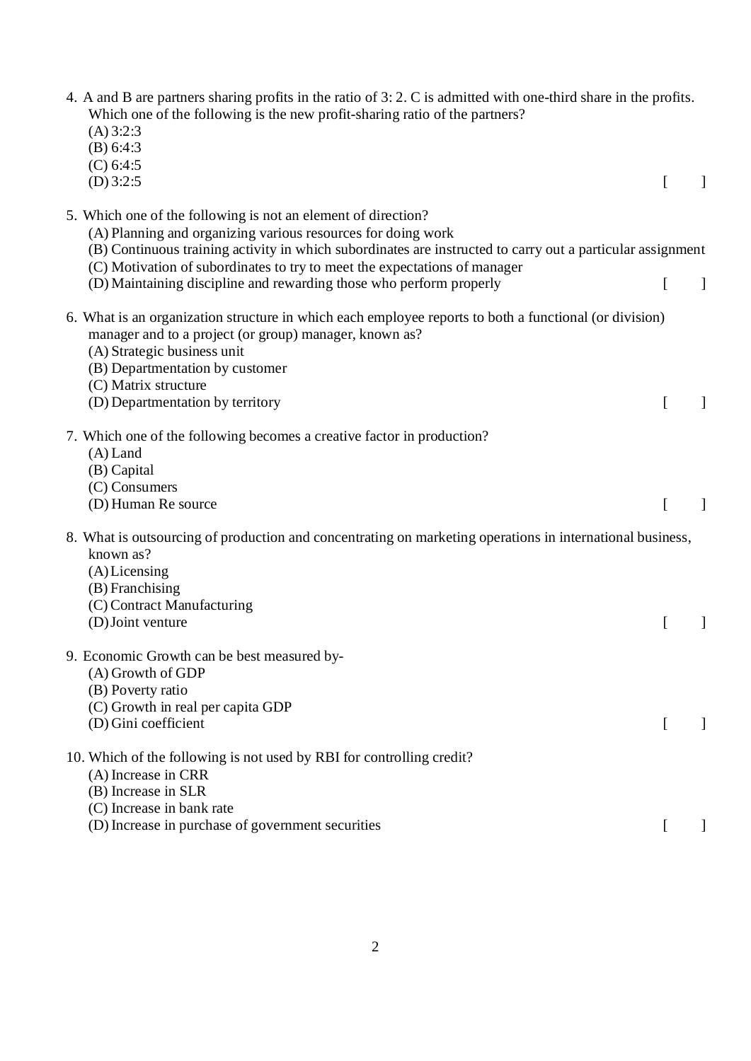4. A and B are partners sharing profits in the ratio of 3: 2. C is admitted with one-third share in the profits. Which one of the following is the new profit-sharing ratio of the partners?
   (A) 3:2:3
   (B) 6:4:3
   (C) 6:4:5
   (D) 3:2:5 [ ]

5. Which one of the following is not an element of direction?
   (A) Planning and organizing various resources for doing work
   (B) Continuous training activity in which subordinates are instructed to carry out a particular assignment
   (C) Motivation of subordinates to try to meet the expectations of manager
   (D) Maintaining discipline and rewarding those who perform properly [ ]

6. What is an organization structure in which each employee reports to both a functional (or division) manager and to a project (or group) manager, known as?
   (A) Strategic business unit
   (B) Departmentation by customer
   (C) Matrix structure
   (D) Departmentation by territory [ ]

7. Which one of the following becomes a creative factor in production?
   (A) Land
   (B) Capital
   (C) Consumers
   (D) Human Re source [ ]

8. What is outsourcing of production and concentrating on marketing operations in international business, known as?
   (A) Licensing
   (B) Franchising
   (C) Contract Manufacturing
   (D) Joint venture [ ]

9. Economic Growth can be best measured by-
   (A) Growth of GDP
   (B) Poverty ratio
   (C) Growth in real per capita GDP
   (D) Gini coefficient [ ]

10. Which of the following is not used by RBI for controlling credit?
    (A) Increase in CRR
    (B) Increase in SLR
    (C) Increase in bank rate
    (D) Increase in purchase of government securities [ ]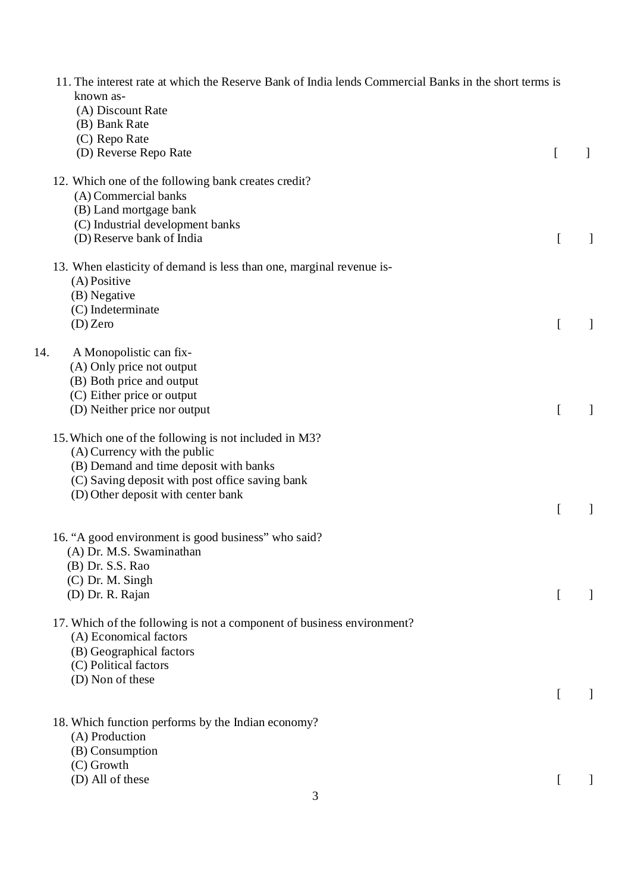11. The interest rate at which the Reserve Bank of India lends Commercial Banks in the short terms is known as-
    (A) Discount Rate
    (B) Bank Rate
    (C) Repo Rate
    (D) Reverse Repo Rate [ ]

12. Which one of the following bank creates credit?
    (A) Commercial banks
    (B) Land mortgage bank
    (C) Industrial development banks
    (D) Reserve bank of India [ ]

13. When elasticity of demand is less than one, marginal revenue is-
    (A) Positive
    (B) Negative
    (C) Indeterminate
    (D) Zero [ ]

14. A Monopolistic can fix-
    (A) Only price not output
    (B) Both price and output
    (C) Either price or output
    (D) Neither price nor output [ ]

15. Which one of the following is not included in M3?
    (A) Currency with the public
    (B) Demand and time deposit with banks
    (C) Saving deposit with post office saving bank
    (D) Other deposit with center bank [ ]

16. "A good environment is good business" who said?
    (A) Dr. M.S. Swaminathan
    (B) Dr. S.S. Rao
    (C) Dr. M. Singh
    (D) Dr. R. Rajan [ ]

17. Which of the following is not a component of business environment?
    (A) Economical factors
    (B) Geographical factors
    (C) Political factors
    (D) Non of these [ ]

18. Which function performs by the Indian economy?
    (A) Production
    (B) Consumption
    (C) Growth
    (D) All of these [ ]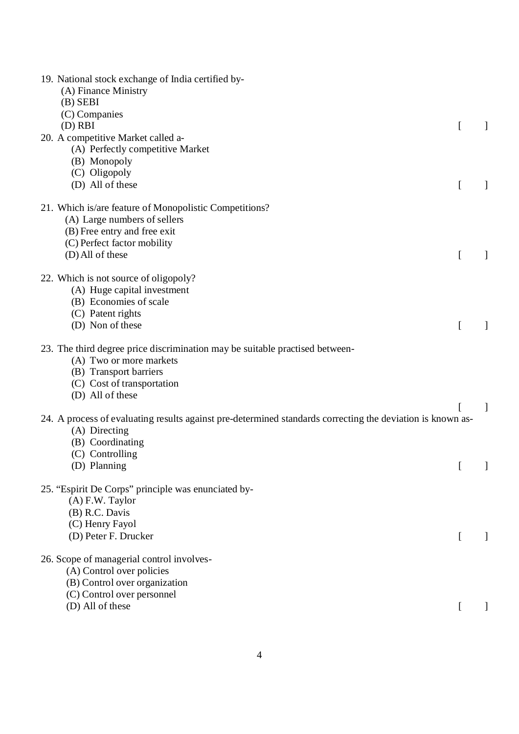19. National stock exchange of India certified by-
    (A) Finance Ministry
    (B) SEBI
    (C) Companies
    (D) RBI [ ]

20. A competitive Market called a-
    (A) Perfectly competitive Market
    (B) Monopoly
    (C) Oligopoly
    (D) All of these [ ]

21. Which is/are feature of Monopolistic Competitions?
    (A) Large numbers of sellers
    (B) Free entry and free exit
    (C) Perfect factor mobility
    (D) All of these [ ]

22. Which is not source of oligopoly?
    (A) Huge capital investment
    (B) Economies of scale
    (C) Patent rights
    (D) Non of these [ ]

23. The third degree price discrimination may be suitable practised between-
    (A) Two or more markets
    (B) Transport barriers
    (C) Cost of transportation
    (D) All of these [ ]

24. A process of evaluating results against pre-determined standards correcting the deviation is known as-
    (A) Directing
    (B) Coordinating
    (C) Controlling
    (D) Planning [ ]

25. "Espirit De Corps" principle was enunciated by-
    (A) F.W. Taylor
    (B) R.C. Davis
    (C) Henry Fayol
    (D) Peter F. Drucker [ ]

26. Scope of managerial control involves-
    (A) Control over policies
    (B) Control over organization
    (C) Control over personnel
    (D) All of these [ ]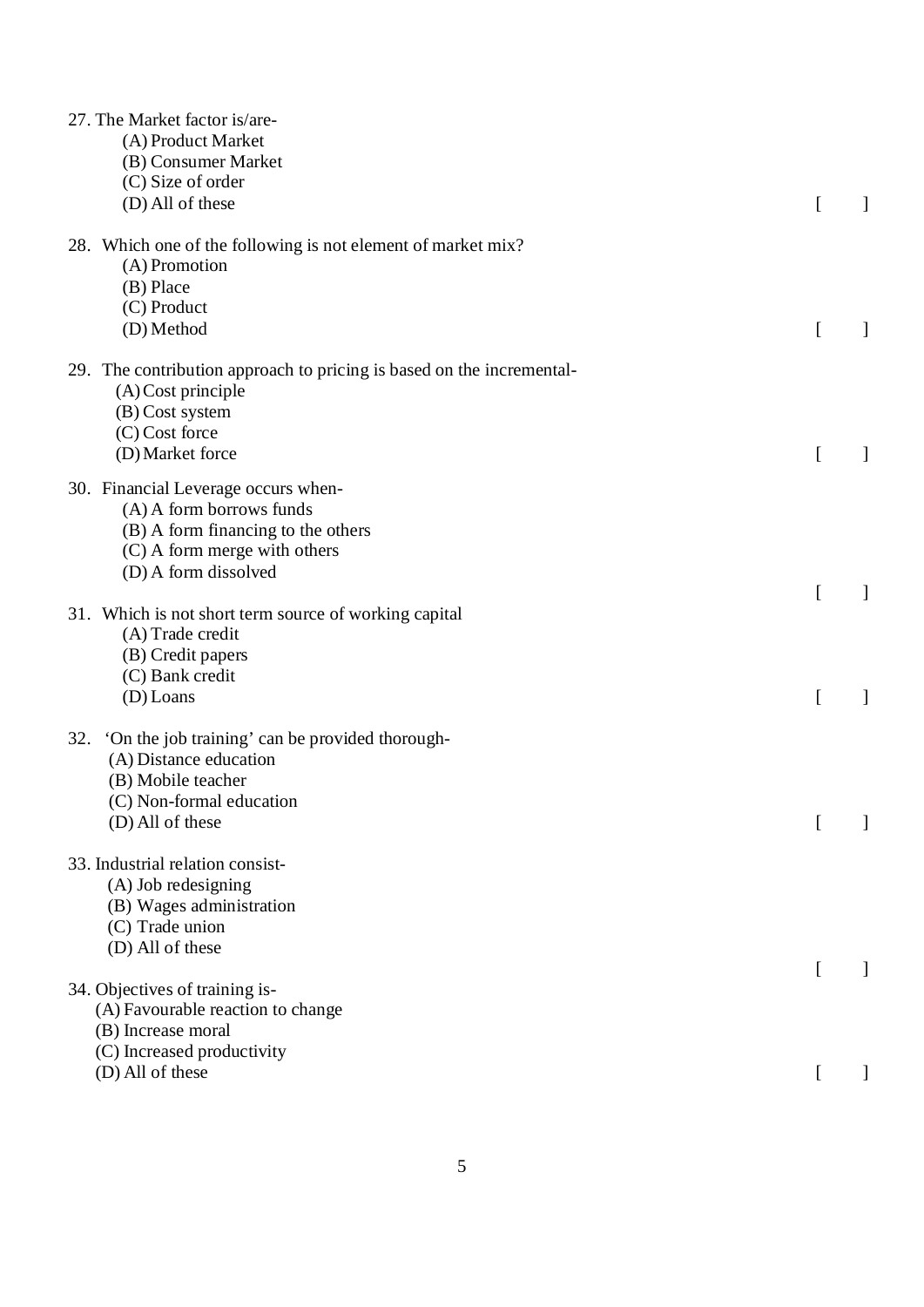27. The Market factor is/are-
    (A) Product Market
    (B) Consumer Market
    (C) Size of order
    (D) All of these [ ]

28. Which one of the following is not element of market mix?
    (A) Promotion
    (B) Place
    (C) Product
    (D) Method [ ]

29. The contribution approach to pricing is based on the incremental-
    (A) Cost principle
    (B) Cost system
    (C) Cost force
    (D) Market force [ ]

30. Financial Leverage occurs when-
    (A) A form borrows funds
    (B) A form financing to the others
    (C) A form merge with others
    (D) A form dissolved [ ]

31. Which is not short term source of working capital
    (A) Trade credit
    (B) Credit papers
    (C) Bank credit
    (D) Loans [ ]

32. 'On the job training' can be provided thorough-
    (A) Distance education
    (B) Mobile teacher
    (C) Non-formal education
    (D) All of these [ ]

33. Industrial relation consist-
    (A) Job redesigning
    (B) Wages administration
    (C) Trade union
    (D) All of these [ ]

34. Objectives of training is-
    (A) Favourable reaction to change
    (B) Increase moral
    (C) Increased productivity
    (D) All of these [ ]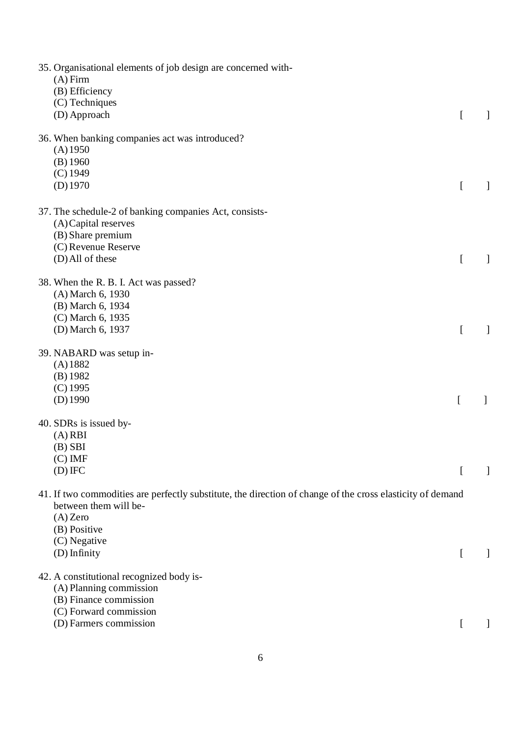35. Organisational elements of job design are concerned with-
   (A) Firm
   (B) Efficiency
   (C) Techniques
   (D) Approach [ ]

36. When banking companies act was introduced?
   (A) 1950
   (B) 1960
   (C) 1949
   (D) 1970 [ ]

37. The schedule-2 of banking companies Act, consists-
   (A) Capital reserves
   (B) Share premium
   (C) Revenue Reserve
   (D) All of these [ ]

38. When the R. B. I. Act was passed?
   (A) March 6, 1930
   (B) March 6, 1934
   (C) March 6, 1935
   (D) March 6, 1937 [ ]

39. NABARD was setup in-
   (A) 1882
   (B) 1982
   (C) 1995
   (D) 1990 [ ]

40. SDRs is issued by-
   (A) RBI
   (B) SBI
   (C) IMF
   (D) IFC [ ]

41. If two commodities are perfectly substitute, the direction of change of the cross elasticity of demand between them will be-
   (A) Zero
   (B) Positive
   (C) Negative
   (D) Infinity [ ]

42. A constitutional recognized body is-
   (A) Planning commission
   (B) Finance commission
   (C) Forward commission
   (D) Farmers commission [ ]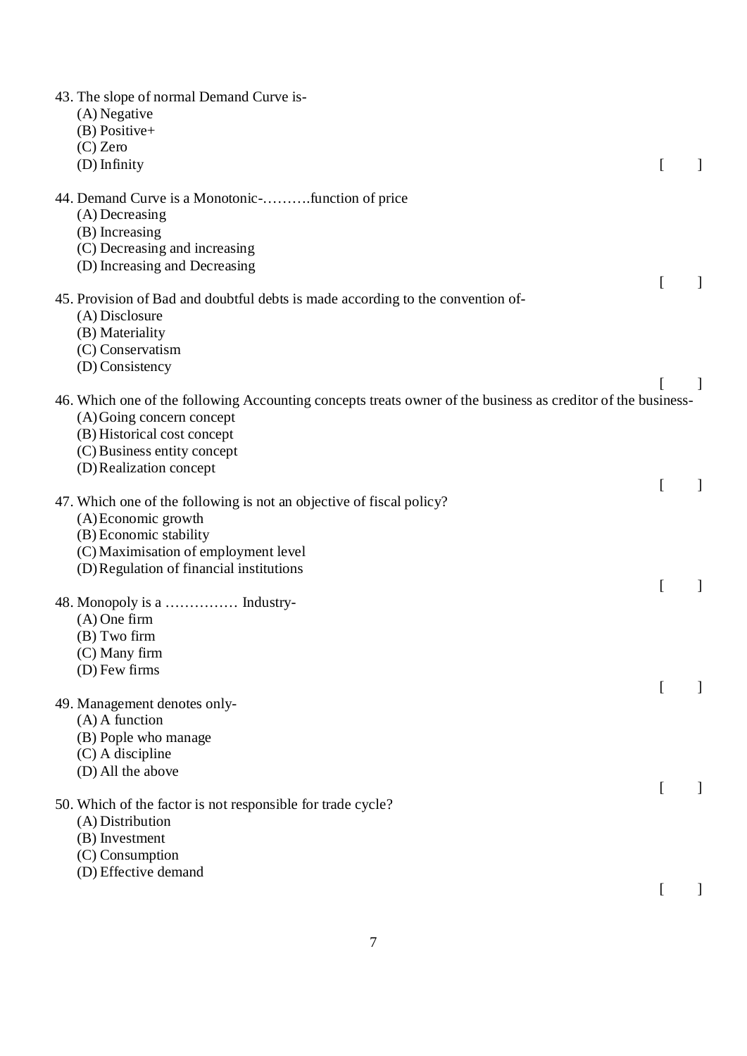43. The slope of normal Demand Curve is-
   (A) Negative
   (B) Positive+
   (C) Zero
   (D) Infinity [ ]

44. Demand Curve is a Monotonic-……….function of price
   (A) Decreasing
   (B) Increasing
   (C) Decreasing and increasing
   (D) Increasing and Decreasing [ ]

45. Provision of Bad and doubtful debts is made according to the convention of-
   (A) Disclosure
   (B) Materiality
   (C) Conservatism
   (D) Consistency [ ]

46. Which one of the following Accounting concepts treats owner of the business as creditor of the business-
   (A) Going concern concept
   (B) Historical cost concept
   (C) Business entity concept
   (D) Realization concept [ ]

47. Which one of the following is not an objective of fiscal policy?
   (A) Economic growth
   (B) Economic stability
   (C) Maximisation of employment level
   (D) Regulation of financial institutions [ ]

48. Monopoly is a …………… Industry-
   (A) One firm
   (B) Two firm
   (C) Many firm
   (D) Few firms [ ]

49. Management denotes only-
   (A) A function
   (B) Pople who manage
   (C) A discipline
   (D) All the above [ ]

50. Which of the factor is not responsible for trade cycle?
   (A) Distribution
   (B) Investment
   (C) Consumption
   (D) Effective demand [ ]